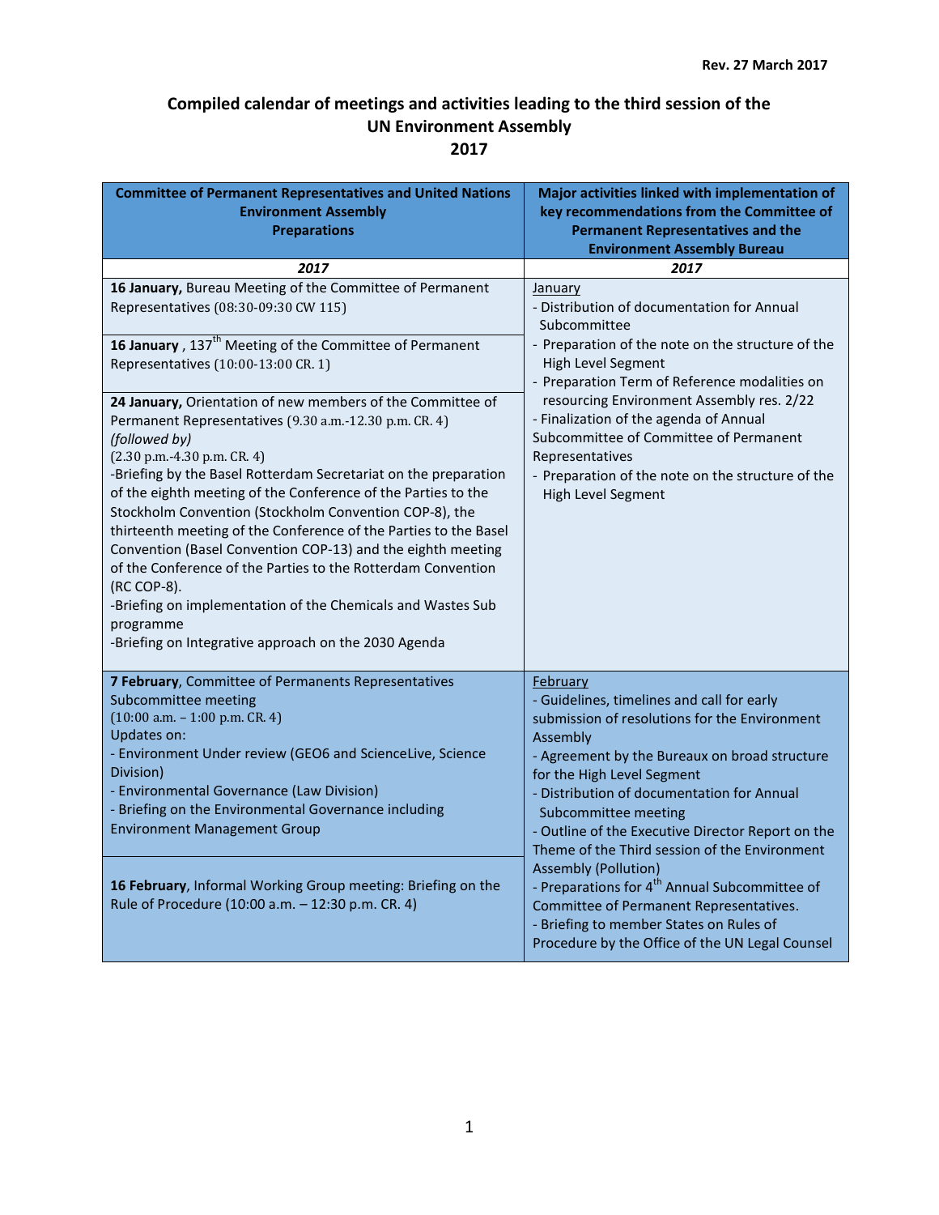Rev. 27 March 2017

# Compiled calendar of meetings and activities leading to the third session of the UN Environment Assembly 2017

| Committee of Permanent Representatives and United Nations Environment Assembly Preparations | Major activities linked with implementation of key recommendations from the Committee of Permanent Representatives and the Environment Assembly Bureau |
|---|---|
| ***2017*** | ***2017*** |
| **16 January,** Bureau Meeting of the Committee of Permanent Representatives (08:30-09:30 CW 115)<br><br>**16 January** , 137th Meeting of the Committee of Permanent Representatives (10:00-13:00 CR. 1)<br><br>**24 January,** Orientation of new members of the Committee of Permanent Representatives (9.30 a.m.-12.30 p.m. CR. 4) *(followed by)* (2.30 p.m.-4.30 p.m. CR. 4)<br>-Briefing by the Basel Rotterdam Secretariat on the preparation of the eighth meeting of the Conference of the Parties to the Stockholm Convention (Stockholm Convention COP-8), the thirteenth meeting of the Conference of the Parties to the Basel Convention (Basel Convention COP-13) and the eighth meeting of the Conference of the Parties to the Rotterdam Convention (RC COP-8).<br>-Briefing on implementation of the Chemicals and Wastes Sub programme<br>-Briefing on Integrative approach on the 2030 Agenda | January<br>- Distribution of documentation for Annual Subcommittee<br>- Preparation of the note on the structure of the High Level Segment<br>- Preparation Term of Reference modalities on resourcing Environment Assembly res. 2/22<br>- Finalization of the agenda of Annual Subcommittee of Committee of Permanent Representatives<br>- Preparation of the note on the structure of the High Level Segment |
| **7 February**, Committee of Permanents Representatives Subcommittee meeting (10:00 a.m. – 1:00 p.m. CR. 4)<br>Updates on:<br>- Environment Under review (GEO6 and ScienceLive, Science Division)<br>- Environmental Governance (Law Division)<br>- Briefing on the Environmental Governance including Environment Management Group<br><br>**16 February**, Informal Working Group meeting: Briefing on the Rule of Procedure (10:00 a.m. – 12:30 p.m. CR. 4) | February<br>- Guidelines, timelines and call for early submission of resolutions for the Environment Assembly<br>- Agreement by the Bureaux on broad structure for the High Level Segment<br>- Distribution of documentation for Annual Subcommittee meeting<br>- Outline of the Executive Director Report on the Theme of the Third session of the Environment Assembly (Pollution)<br>- Preparations for 4th Annual Subcommittee of Committee of Permanent Representatives.<br>- Briefing to member States on Rules of Procedure by the Office of the UN Legal Counsel |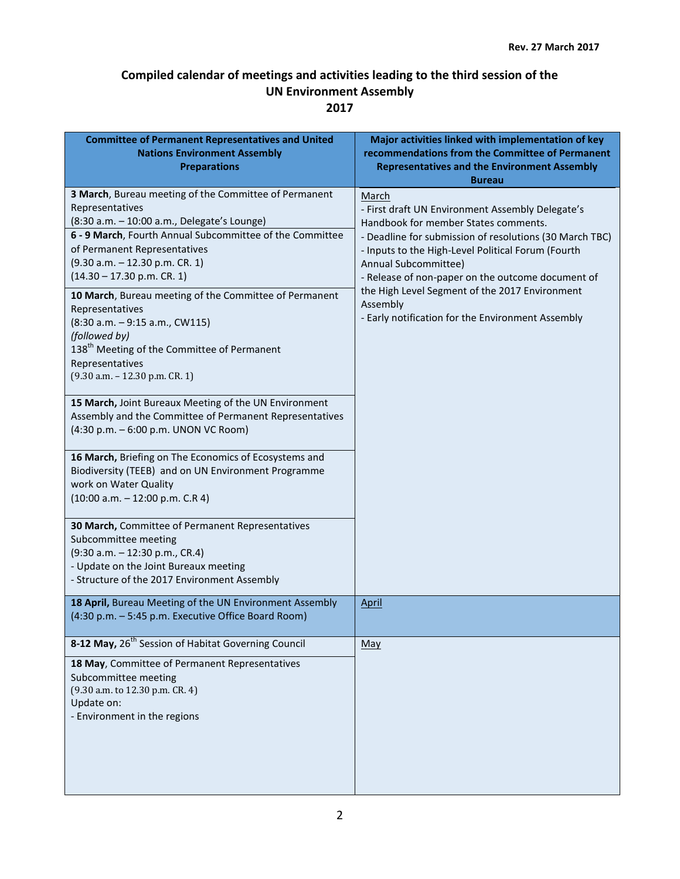Rev. 27 March 2017

# Compiled calendar of meetings and activities leading to the third session of the UN Environment Assembly
## 2017

| Committee of Permanent Representatives and United Nations Environment Assembly Preparations | Major activities linked with implementation of key recommendations from the Committee of Permanent Representatives and the Environment Assembly Bureau |
|---|---|
| **3 March**, Bureau meeting of the Committee of Permanent Representatives<br>(8:30 a.m. – 10:00 a.m., Delegate's Lounge)<br>**6 - 9 March**, Fourth Annual Subcommittee of the Committee of Permanent Representatives<br>(9.30 a.m. – 12.30 p.m. CR. 1)<br>(14.30 – 17.30 p.m. CR. 1)<br>**10 March**, Bureau meeting of the Committee of Permanent Representatives<br>(8:30 a.m. – 9:15 a.m., CW115)<br>*(followed by)*<br>138th Meeting of the Committee of Permanent Representatives<br>(9.30 a.m. – 12.30 p.m. CR. 1)<br>**15 March,** Joint Bureaux Meeting of the UN Environment Assembly and the Committee of Permanent Representatives<br>(4:30 p.m. – 6:00 p.m. UNON VC Room)<br>**16 March,** Briefing on The Economics of Ecosystems and Biodiversity (TEEB) and on UN Environment Programme work on Water Quality<br>(10:00 a.m. – 12:00 p.m. C.R 4)<br>**30 March,** Committee of Permanent Representatives Subcommittee meeting<br>(9:30 a.m. – 12:30 p.m., CR.4)<br>- Update on the Joint Bureaux meeting<br>- Structure of the 2017 Environment Assembly | March<br>- First draft UN Environment Assembly Delegate's Handbook for member States comments.<br>- Deadline for submission of resolutions (30 March TBC)<br>- Inputs to the High-Level Political Forum (Fourth Annual Subcommittee)<br>- Release of non-paper on the outcome document of the High Level Segment of the 2017 Environment Assembly<br>- Early notification for the Environment Assembly |
| **18 April,** Bureau Meeting of the UN Environment Assembly<br>(4:30 p.m. – 5:45 p.m. Executive Office Board Room) | April |
| **8-12 May,** 26th Session of Habitat Governing Council<br>**18 May**, Committee of Permanent Representatives Subcommittee meeting<br>(9.30 a.m. to 12.30 p.m. CR. 4)<br>Update on:<br>- Environment in the regions | May |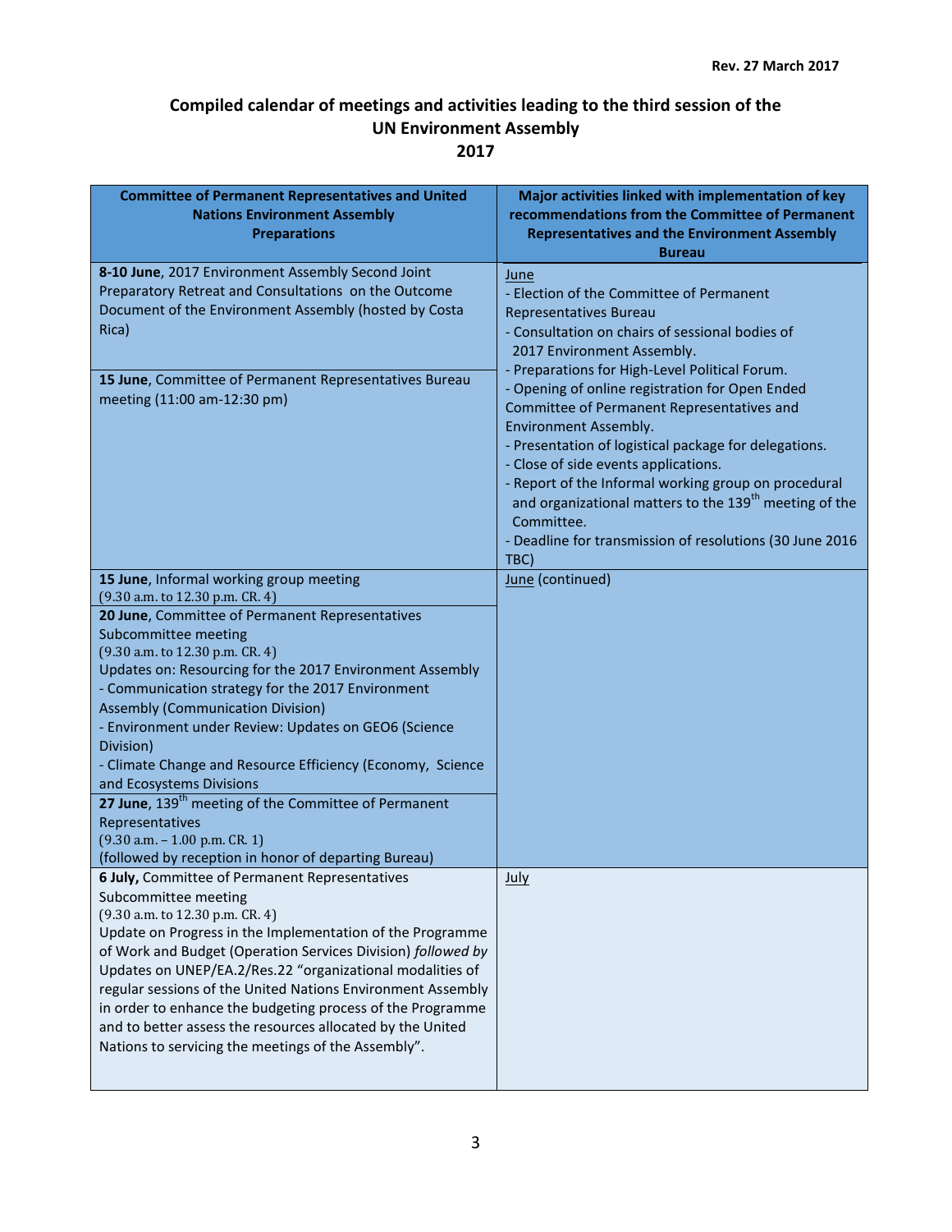**Rev. 27 March 2017**

## Compiled calendar of meetings and activities leading to the third session of the UN Environment Assembly 2017

| Committee of Permanent Representatives and United Nations Environment Assembly Preparations | Major activities linked with implementation of key recommendations from the Committee of Permanent Representatives and the Environment Assembly Bureau |
|---|---|
| **8-10 June**, 2017 Environment Assembly Second Joint Preparatory Retreat and Consultations on the Outcome Document of the Environment Assembly (hosted by Costa Rica)<br><br>**15 June**, Committee of Permanent Representatives Bureau meeting (11:00 am-12:30 pm) | June<br>- Election of the Committee of Permanent Representatives Bureau<br>- Consultation on chairs of sessional bodies of 2017 Environment Assembly.<br>- Preparations for High-Level Political Forum.<br>- Opening of online registration for Open Ended Committee of Permanent Representatives and Environment Assembly.<br>- Presentation of logistical package for delegations.<br>- Close of side events applications.<br>- Report of the Informal working group on procedural and organizational matters to the 139th meeting of the Committee.<br>- Deadline for transmission of resolutions (30 June 2016 TBC) |
| **15 June**, Informal working group meeting<br>(9.30 a.m. to 12.30 p.m. CR. 4)<br><br>**20 June**, Committee of Permanent Representatives Subcommittee meeting<br>(9.30 a.m. to 12.30 p.m. CR. 4)<br>Updates on: Resourcing for the 2017 Environment Assembly<br>- Communication strategy for the 2017 Environment Assembly (Communication Division)<br>- Environment under Review: Updates on GEO6 (Science Division)<br>- Climate Change and Resource Efficiency (Economy, Science and Ecosystems Divisions<br><br>**27 June**, 139th meeting of the Committee of Permanent Representatives<br>(9.30 a.m. – 1.00 p.m. CR. 1)<br>(followed by reception in honor of departing Bureau) | June (continued) |
| **6 July,** Committee of Permanent Representatives Subcommittee meeting<br>(9.30 a.m. to 12.30 p.m. CR. 4)<br>Update on Progress in the Implementation of the Programme of Work and Budget (Operation Services Division) *followed by* Updates on UNEP/EA.2/Res.22 "organizational modalities of regular sessions of the United Nations Environment Assembly in order to enhance the budgeting process of the Programme and to better assess the resources allocated by the United Nations to servicing the meetings of the Assembly". | July |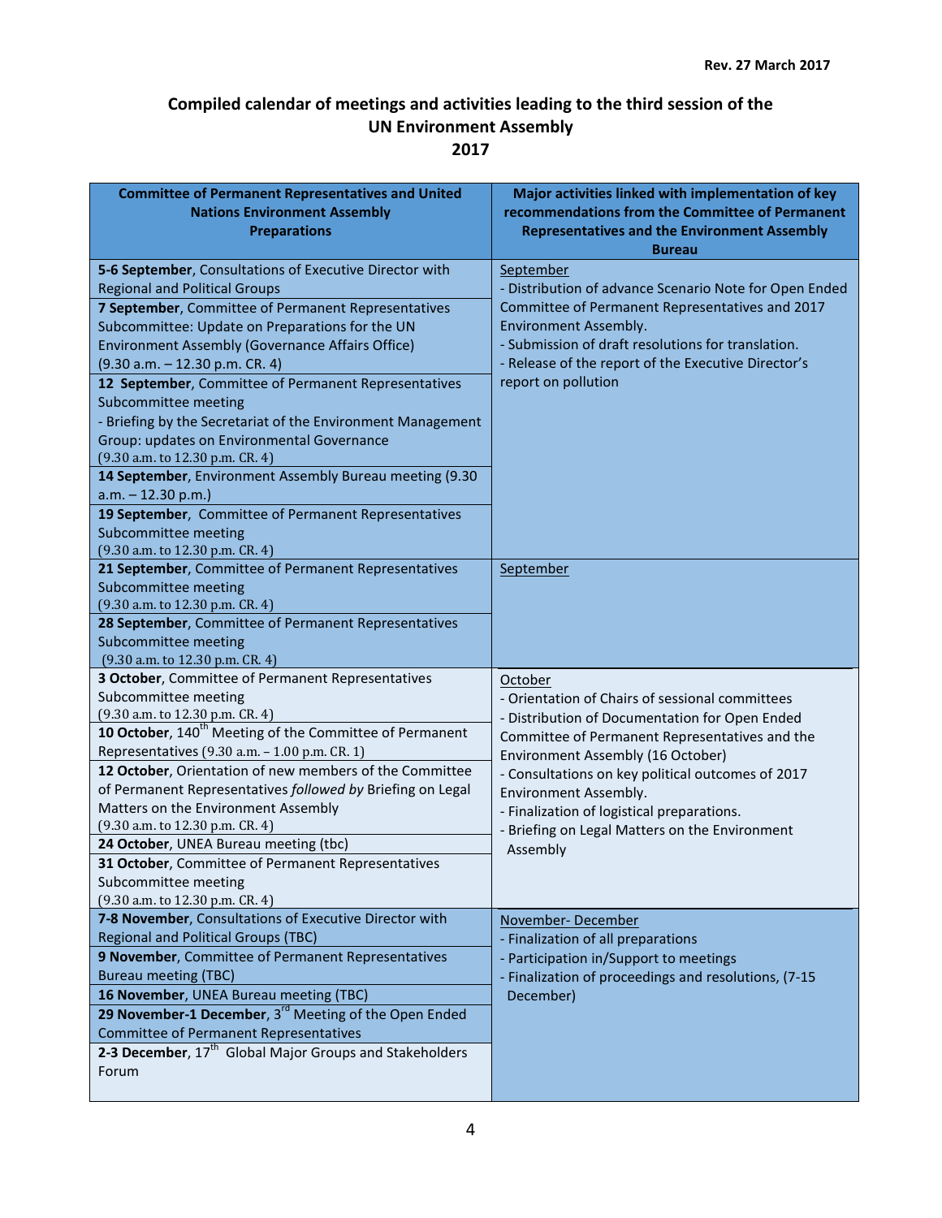Rev. 27 March 2017

# Compiled calendar of meetings and activities leading to the third session of the UN Environment Assembly 2017

| Committee of Permanent Representatives and United Nations Environment Assembly Preparations | Major activities linked with implementation of key recommendations from the Committee of Permanent Representatives and the Environment Assembly Bureau |
|---|---|
| **5-6 September**, Consultations of Executive Director with Regional and Political Groups<br>**7 September**, Committee of Permanent Representatives Subcommittee: Update on Preparations for the UN Environment Assembly (Governance Affairs Office) (9.30 a.m. – 12.30 p.m. CR. 4)<br>**12 September**, Committee of Permanent Representatives Subcommittee meeting<br>- Briefing by the Secretariat of the Environment Management Group: updates on Environmental Governance (9.30 a.m. to 12.30 p.m. CR. 4)<br>**14 September**, Environment Assembly Bureau meeting (9.30 a.m. – 12.30 p.m.)<br>**19 September**, Committee of Permanent Representatives Subcommittee meeting (9.30 a.m. to 12.30 p.m. CR. 4) | September<br>- Distribution of advance Scenario Note for Open Ended Committee of Permanent Representatives and 2017 Environment Assembly.<br>- Submission of draft resolutions for translation.<br>- Release of the report of the Executive Director's report on pollution |
| **21 September**, Committee of Permanent Representatives Subcommittee meeting (9.30 a.m. to 12.30 p.m. CR. 4)<br>**28 September**, Committee of Permanent Representatives Subcommittee meeting (9.30 a.m. to 12.30 p.m. CR. 4) | September |
| **3 October**, Committee of Permanent Representatives Subcommittee meeting (9.30 a.m. to 12.30 p.m. CR. 4)<br>**10 October**, 140th Meeting of the Committee of Permanent Representatives (9.30 a.m. – 1.00 p.m. CR. 1)<br>**12 October**, Orientation of new members of the Committee of Permanent Representatives *followed by* Briefing on Legal Matters on the Environment Assembly (9.30 a.m. to 12.30 p.m. CR. 4)<br>**24 October**, UNEA Bureau meeting (tbc)<br>**31 October**, Committee of Permanent Representatives Subcommittee meeting (9.30 a.m. to 12.30 p.m. CR. 4) | October<br>- Orientation of Chairs of sessional committees<br>- Distribution of Documentation for Open Ended Committee of Permanent Representatives and the Environment Assembly (16 October)<br>- Consultations on key political outcomes of 2017 Environment Assembly.<br>- Finalization of logistical preparations.<br>- Briefing on Legal Matters on the Environment Assembly |
| **7-8 November**, Consultations of Executive Director with Regional and Political Groups (TBC)<br>**9 November**, Committee of Permanent Representatives Bureau meeting (TBC)<br>**16 November**, UNEA Bureau meeting (TBC)<br>**29 November-1 December**, 3rd Meeting of the Open Ended Committee of Permanent Representatives<br>**2-3 December**, 17th Global Major Groups and Stakeholders Forum | November- December<br>- Finalization of all preparations<br>- Participation in/Support to meetings<br>- Finalization of proceedings and resolutions, (7-15 December) |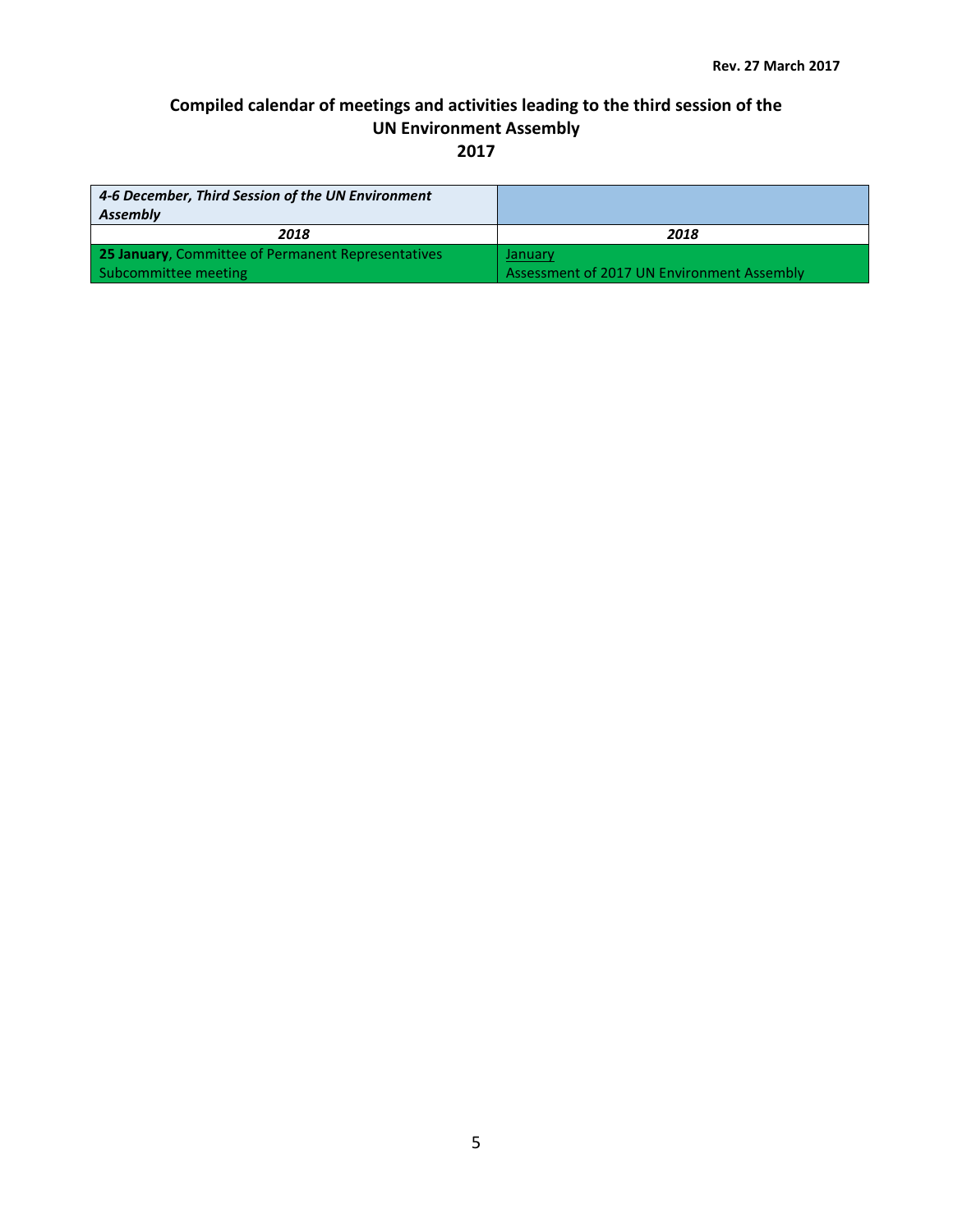Rev. 27 March 2017

**Compiled calendar of meetings and activities leading to the third session of the UN Environment Assembly**
**2017**

| | |
|---|---|
| ***4-6 December, Third Session of the UN Environment Assembly*** | |
| ***2018*** | ***2018*** |
| **25 January**, Committee of Permanent Representatives Subcommittee meeting | January<br>Assessment of 2017 UN Environment Assembly |